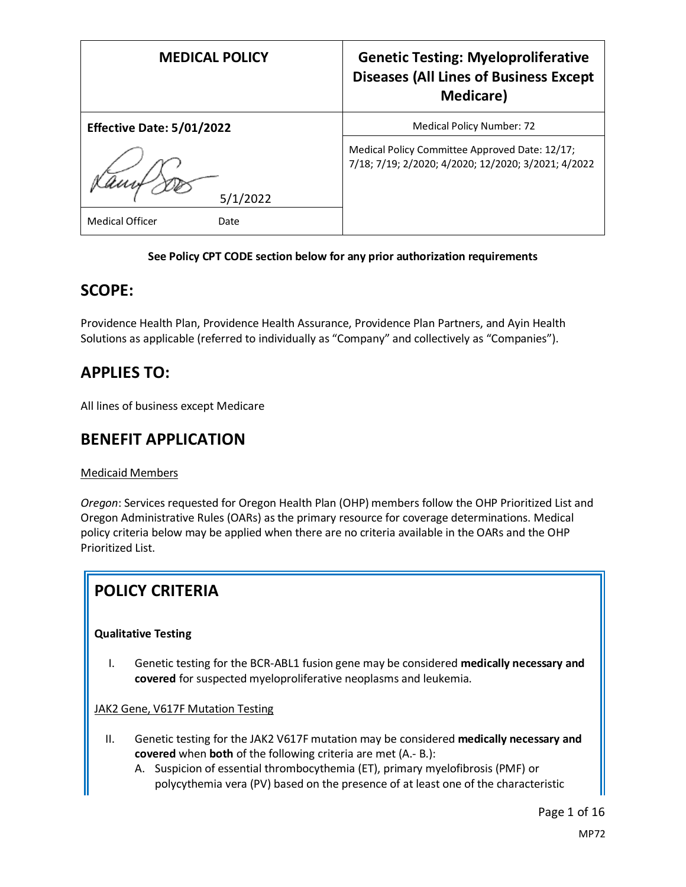| MEDICAL POLICY | Genetic Testing: Myeloproliferative Diseases (All Lines of Business Except Medicare) |
|---|---|
| **Effective Date: 5/01/2022** | Medical Policy Number: 72 |
| 5/1/2022 | Medical Policy Committee Approved Date: 12/17; 7/18; 7/19; 2/2020; 4/2020; 12/2020; 3/2021; 4/2022 |
| Medical Officer Date | |

**See Policy CPT CODE section below for any prior authorization requirements**

## SCOPE:

Providence Health Plan, Providence Health Assurance, Providence Plan Partners, and Ayin Health Solutions as applicable (referred to individually as "Company" and collectively as "Companies").

## APPLIES TO:

All lines of business except Medicare

## BENEFIT APPLICATION

Medicaid Members

*Oregon*: Services requested for Oregon Health Plan (OHP) members follow the OHP Prioritized List and Oregon Administrative Rules (OARs) as the primary resource for coverage determinations. Medical policy criteria below may be applied when there are no criteria available in the OARs and the OHP Prioritized List.

## POLICY CRITERIA

### Qualitative Testing

I. Genetic testing for the BCR-ABL1 fusion gene may be considered **medically necessary and covered** for suspected myeloproliferative neoplasms and leukemia.

JAK2 Gene, V617F Mutation Testing

II. Genetic testing for the JAK2 V617F mutation may be considered **medically necessary and covered** when **both** of the following criteria are met (A.- B.):
   A. Suspicion of essential thrombocythemia (ET), primary myelofibrosis (PMF) or polycythemia vera (PV) based on the presence of at least one of the characteristic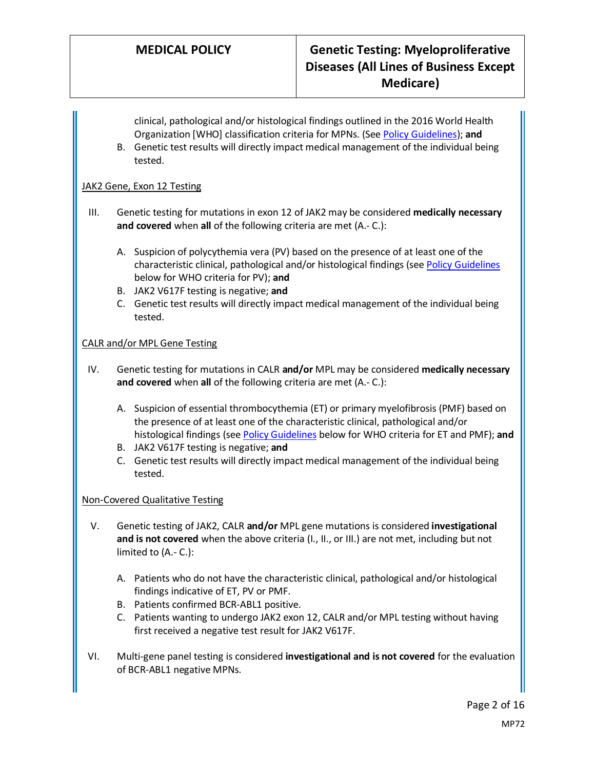clinical, pathological and/or histological findings outlined in the 2016 World Health Organization [WHO] classification criteria for MPNs. (See Policy Guidelines); **and**

B. Genetic test results will directly impact medical management of the individual being tested.

JAK2 Gene, Exon 12 Testing

III. Genetic testing for mutations in exon 12 of JAK2 may be considered **medically necessary and covered** when **all** of the following criteria are met (A.- C.):

   A. Suspicion of polycythemia vera (PV) based on the presence of at least one of the characteristic clinical, pathological and/or histological findings (see Policy Guidelines below for WHO criteria for PV); **and**
   B. JAK2 V617F testing is negative; **and**
   C. Genetic test results will directly impact medical management of the individual being tested.

CALR and/or MPL Gene Testing

IV. Genetic testing for mutations in CALR **and/or** MPL may be considered **medically necessary and covered** when **all** of the following criteria are met (A.- C.):

   A. Suspicion of essential thrombocythemia (ET) or primary myelofibrosis (PMF) based on the presence of at least one of the characteristic clinical, pathological and/or histological findings (see Policy Guidelines below for WHO criteria for ET and PMF); **and**
   B. JAK2 V617F testing is negative; **and**
   C. Genetic test results will directly impact medical management of the individual being tested.

Non-Covered Qualitative Testing

V. Genetic testing of JAK2, CALR **and/or** MPL gene mutations is considered **investigational and is not covered** when the above criteria (I., II., or III.) are not met, including but not limited to (A.- C.):

   A. Patients who do not have the characteristic clinical, pathological and/or histological findings indicative of ET, PV or PMF.
   B. Patients confirmed BCR-ABL1 positive.
   C. Patients wanting to undergo JAK2 exon 12, CALR and/or MPL testing without having first received a negative test result for JAK2 V617F.

VI. Multi-gene panel testing is considered **investigational and is not covered** for the evaluation of BCR-ABL1 negative MPNs.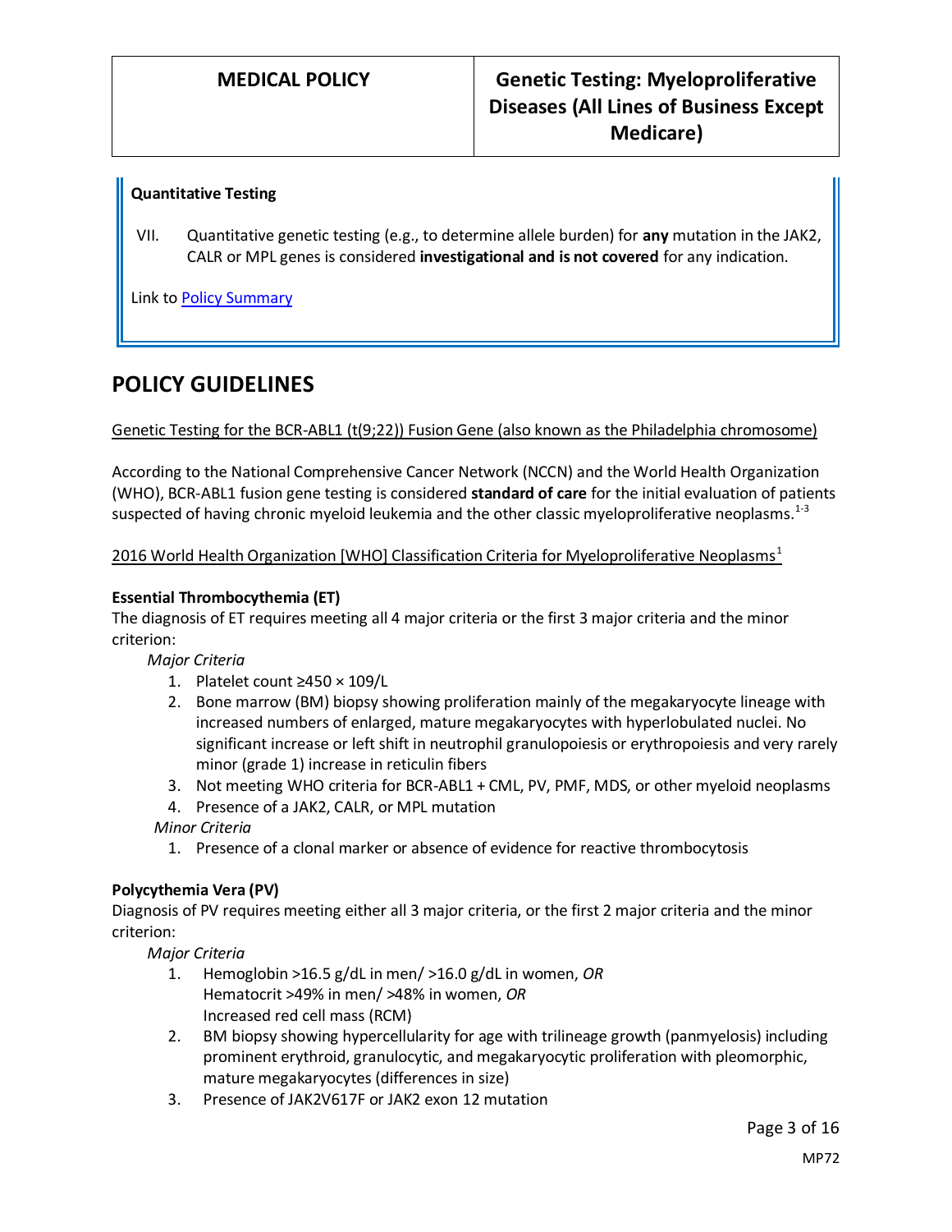**Quantitative Testing**

VII. Quantitative genetic testing (e.g., to determine allele burden) for **any** mutation in the JAK2, CALR or MPL genes is considered **investigational and is not covered** for any indication.

Link to Policy Summary

## POLICY GUIDELINES

Genetic Testing for the BCR-ABL1 (t(9;22)) Fusion Gene (also known as the Philadelphia chromosome)

According to the National Comprehensive Cancer Network (NCCN) and the World Health Organization (WHO), BCR-ABL1 fusion gene testing is considered **standard of care** for the initial evaluation of patients suspected of having chronic myeloid leukemia and the other classic myeloproliferative neoplasms.[1-3]

2016 World Health Organization [WHO] Classification Criteria for Myeloproliferative Neoplasms[1]

**Essential Thrombocythemia (ET)**

The diagnosis of ET requires meeting all 4 major criteria or the first 3 major criteria and the minor criterion:

*Major Criteria*

1. Platelet count ≥450 × 109/L
2. Bone marrow (BM) biopsy showing proliferation mainly of the megakaryocyte lineage with increased numbers of enlarged, mature megakaryocytes with hyperlobulated nuclei. No significant increase or left shift in neutrophil granulopoiesis or erythropoiesis and very rarely minor (grade 1) increase in reticulin fibers
3. Not meeting WHO criteria for BCR-ABL1 + CML, PV, PMF, MDS, or other myeloid neoplasms
4. Presence of a JAK2, CALR, or MPL mutation

*Minor Criteria*

1. Presence of a clonal marker or absence of evidence for reactive thrombocytosis

**Polycythemia Vera (PV)**

Diagnosis of PV requires meeting either all 3 major criteria, or the first 2 major criteria and the minor criterion:

*Major Criteria*

1. Hemoglobin >16.5 g/dL in men/ >16.0 g/dL in women, *OR*
   Hematocrit >49% in men/ >48% in women, *OR*
   Increased red cell mass (RCM)
2. BM biopsy showing hypercellularity for age with trilineage growth (panmyelosis) including prominent erythroid, granulocytic, and megakaryocytic proliferation with pleomorphic, mature megakaryocytes (differences in size)
3. Presence of JAK2V617F or JAK2 exon 12 mutation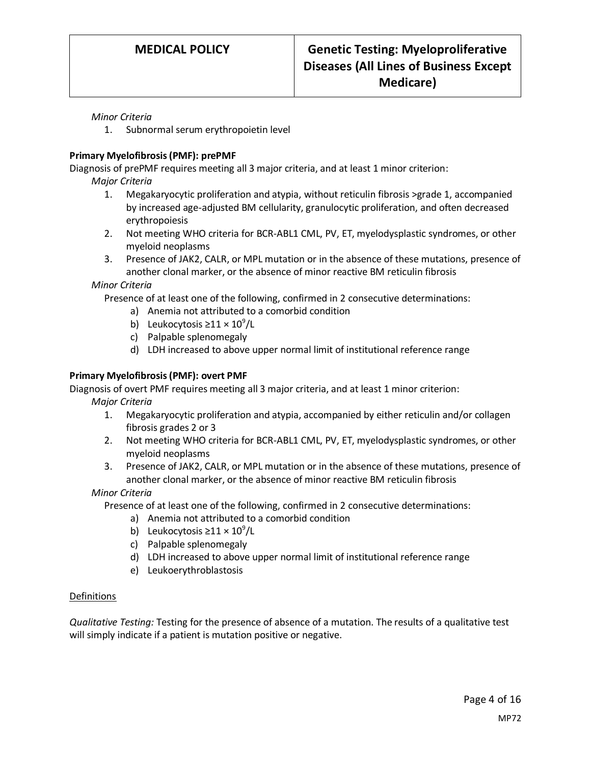*Minor Criteria*

1. Subnormal serum erythropoietin level

**Primary Myelofibrosis (PMF): prePMF**

Diagnosis of prePMF requires meeting all 3 major criteria, and at least 1 minor criterion:

*Major Criteria*

1. Megakaryocytic proliferation and atypia, without reticulin fibrosis >grade 1, accompanied by increased age-adjusted BM cellularity, granulocytic proliferation, and often decreased erythropoiesis
2. Not meeting WHO criteria for BCR-ABL1 CML, PV, ET, myelodysplastic syndromes, or other myeloid neoplasms
3. Presence of JAK2, CALR, or MPL mutation or in the absence of these mutations, presence of another clonal marker, or the absence of minor reactive BM reticulin fibrosis

*Minor Criteria*

Presence of at least one of the following, confirmed in 2 consecutive determinations:

a) Anemia not attributed to a comorbid condition
b) Leukocytosis ≥11 × $10^9$/L
c) Palpable splenomegaly
d) LDH increased to above upper normal limit of institutional reference range

**Primary Myelofibrosis (PMF): overt PMF**

Diagnosis of overt PMF requires meeting all 3 major criteria, and at least 1 minor criterion:

*Major Criteria*

1. Megakaryocytic proliferation and atypia, accompanied by either reticulin and/or collagen fibrosis grades 2 or 3
2. Not meeting WHO criteria for BCR-ABL1 CML, PV, ET, myelodysplastic syndromes, or other myeloid neoplasms
3. Presence of JAK2, CALR, or MPL mutation or in the absence of these mutations, presence of another clonal marker, or the absence of minor reactive BM reticulin fibrosis

*Minor Criteria*

Presence of at least one of the following, confirmed in 2 consecutive determinations:

a) Anemia not attributed to a comorbid condition
b) Leukocytosis ≥11 × $10^9$/L
c) Palpable splenomegaly
d) LDH increased to above upper normal limit of institutional reference range
e) Leukoerythroblastosis

<u>Definitions</u>

*Qualitative Testing:* Testing for the presence of absence of a mutation. The results of a qualitative test will simply indicate if a patient is mutation positive or negative.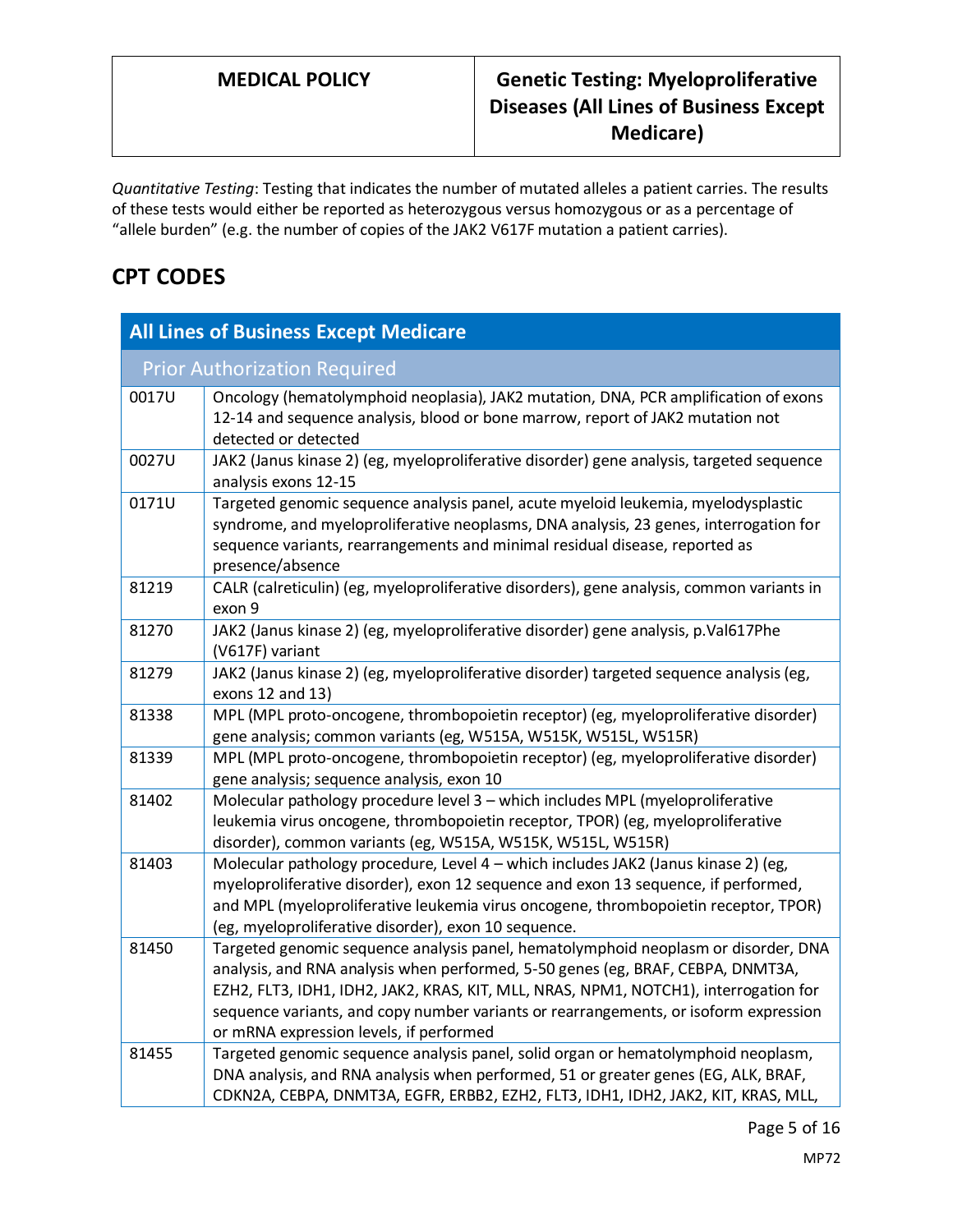*Quantitative Testing*: Testing that indicates the number of mutated alleles a patient carries. The results of these tests would either be reported as heterozygous versus homozygous or as a percentage of "allele burden" (e.g. the number of copies of the JAK2 V617F mutation a patient carries).

## CPT CODES

| All Lines of Business Except Medicare | |
|---|---|
| Prior Authorization Required | |
| 0017U | Oncology (hematolymphoid neoplasia), JAK2 mutation, DNA, PCR amplification of exons 12-14 and sequence analysis, blood or bone marrow, report of JAK2 mutation not detected or detected |
| 0027U | JAK2 (Janus kinase 2) (eg, myeloproliferative disorder) gene analysis, targeted sequence analysis exons 12-15 |
| 0171U | Targeted genomic sequence analysis panel, acute myeloid leukemia, myelodysplastic syndrome, and myeloproliferative neoplasms, DNA analysis, 23 genes, interrogation for sequence variants, rearrangements and minimal residual disease, reported as presence/absence |
| 81219 | CALR (calreticulin) (eg, myeloproliferative disorders), gene analysis, common variants in exon 9 |
| 81270 | JAK2 (Janus kinase 2) (eg, myeloproliferative disorder) gene analysis, p.Val617Phe (V617F) variant |
| 81279 | JAK2 (Janus kinase 2) (eg, myeloproliferative disorder) targeted sequence analysis (eg, exons 12 and 13) |
| 81338 | MPL (MPL proto-oncogene, thrombopoietin receptor) (eg, myeloproliferative disorder) gene analysis; common variants (eg, W515A, W515K, W515L, W515R) |
| 81339 | MPL (MPL proto-oncogene, thrombopoietin receptor) (eg, myeloproliferative disorder) gene analysis; sequence analysis, exon 10 |
| 81402 | Molecular pathology procedure level 3 – which includes MPL (myeloproliferative leukemia virus oncogene, thrombopoietin receptor, TPOR) (eg, myeloproliferative disorder), common variants (eg, W515A, W515K, W515L, W515R) |
| 81403 | Molecular pathology procedure, Level 4 – which includes JAK2 (Janus kinase 2) (eg, myeloproliferative disorder), exon 12 sequence and exon 13 sequence, if performed, and MPL (myeloproliferative leukemia virus oncogene, thrombopoietin receptor, TPOR) (eg, myeloproliferative disorder), exon 10 sequence. |
| 81450 | Targeted genomic sequence analysis panel, hematolymphoid neoplasm or disorder, DNA analysis, and RNA analysis when performed, 5-50 genes (eg, BRAF, CEBPA, DNMT3A, EZH2, FLT3, IDH1, IDH2, JAK2, KRAS, KIT, MLL, NRAS, NPM1, NOTCH1), interrogation for sequence variants, and copy number variants or rearrangements, or isoform expression or mRNA expression levels, if performed |
| 81455 | Targeted genomic sequence analysis panel, solid organ or hematolymphoid neoplasm, DNA analysis, and RNA analysis when performed, 51 or greater genes (EG, ALK, BRAF, CDKN2A, CEBPA, DNMT3A, EGFR, ERBB2, EZH2, FLT3, IDH1, IDH2, JAK2, KIT, KRAS, MLL, |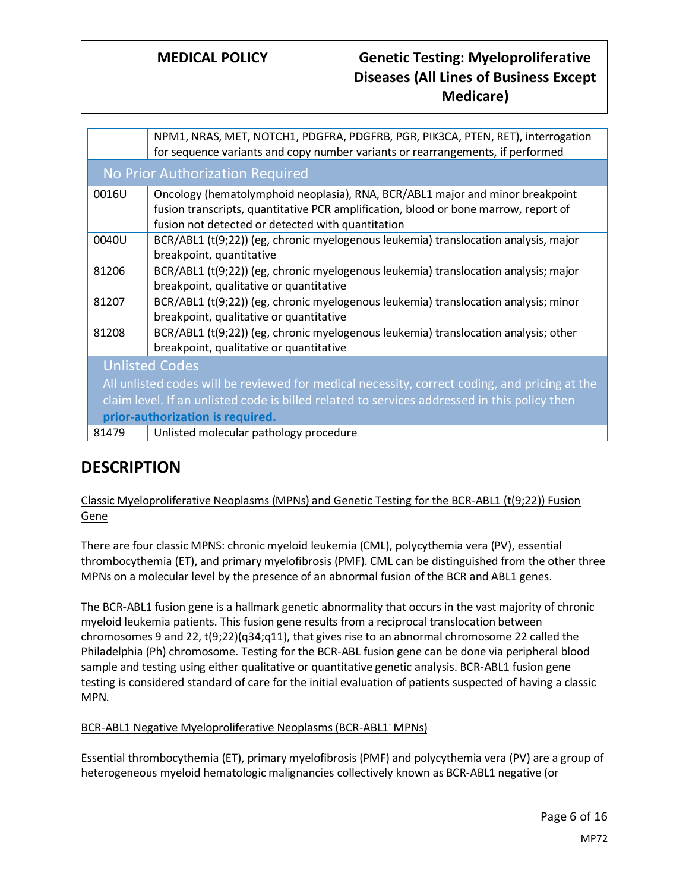| | |
|---|---|
| | NPM1, NRAS, MET, NOTCH1, PDGFRA, PDGFRB, PGR, PIK3CA, PTEN, RET), interrogation for sequence variants and copy number variants or rearrangements, if performed |
| **No Prior Authorization Required** | |
| 0016U | Oncology (hematolymphoid neoplasia), RNA, BCR/ABL1 major and minor breakpoint fusion transcripts, quantitative PCR amplification, blood or bone marrow, report of fusion not detected or detected with quantitation |
| 0040U | BCR/ABL1 (t(9;22)) (eg, chronic myelogenous leukemia) translocation analysis, major breakpoint, quantitative |
| 81206 | BCR/ABL1 (t(9;22)) (eg, chronic myelogenous leukemia) translocation analysis; major breakpoint, qualitative or quantitative |
| 81207 | BCR/ABL1 (t(9;22)) (eg, chronic myelogenous leukemia) translocation analysis; minor breakpoint, qualitative or quantitative |
| 81208 | BCR/ABL1 (t(9;22)) (eg, chronic myelogenous leukemia) translocation analysis; other breakpoint, qualitative or quantitative |
| **Unlisted Codes**<br>All unlisted codes will be reviewed for medical necessity, correct coding, and pricing at the claim level. If an unlisted code is billed related to services addressed in this policy then **prior-authorization is required.** | |
| 81479 | Unlisted molecular pathology procedure |

## DESCRIPTION

Classic Myeloproliferative Neoplasms (MPNs) and Genetic Testing for the BCR-ABL1 (t(9;22)) Fusion Gene

There are four classic MPNS: chronic myeloid leukemia (CML), polycythemia vera (PV), essential thrombocythemia (ET), and primary myelofibrosis (PMF). CML can be distinguished from the other three MPNs on a molecular level by the presence of an abnormal fusion of the BCR and ABL1 genes.

The BCR-ABL1 fusion gene is a hallmark genetic abnormality that occurs in the vast majority of chronic myeloid leukemia patients. This fusion gene results from a reciprocal translocation between chromosomes 9 and 22, t(9;22)(q34;q11), that gives rise to an abnormal chromosome 22 called the Philadelphia (Ph) chromosome. Testing for the BCR-ABL fusion gene can be done via peripheral blood sample and testing using either qualitative or quantitative genetic analysis. BCR-ABL1 fusion gene testing is considered standard of care for the initial evaluation of patients suspected of having a classic MPN.

BCR-ABL1 Negative Myeloproliferative Neoplasms (BCR-ABL1$^-$ MPNs)

Essential thrombocythemia (ET), primary myelofibrosis (PMF) and polycythemia vera (PV) are a group of heterogeneous myeloid hematologic malignancies collectively known as BCR-ABL1 negative (or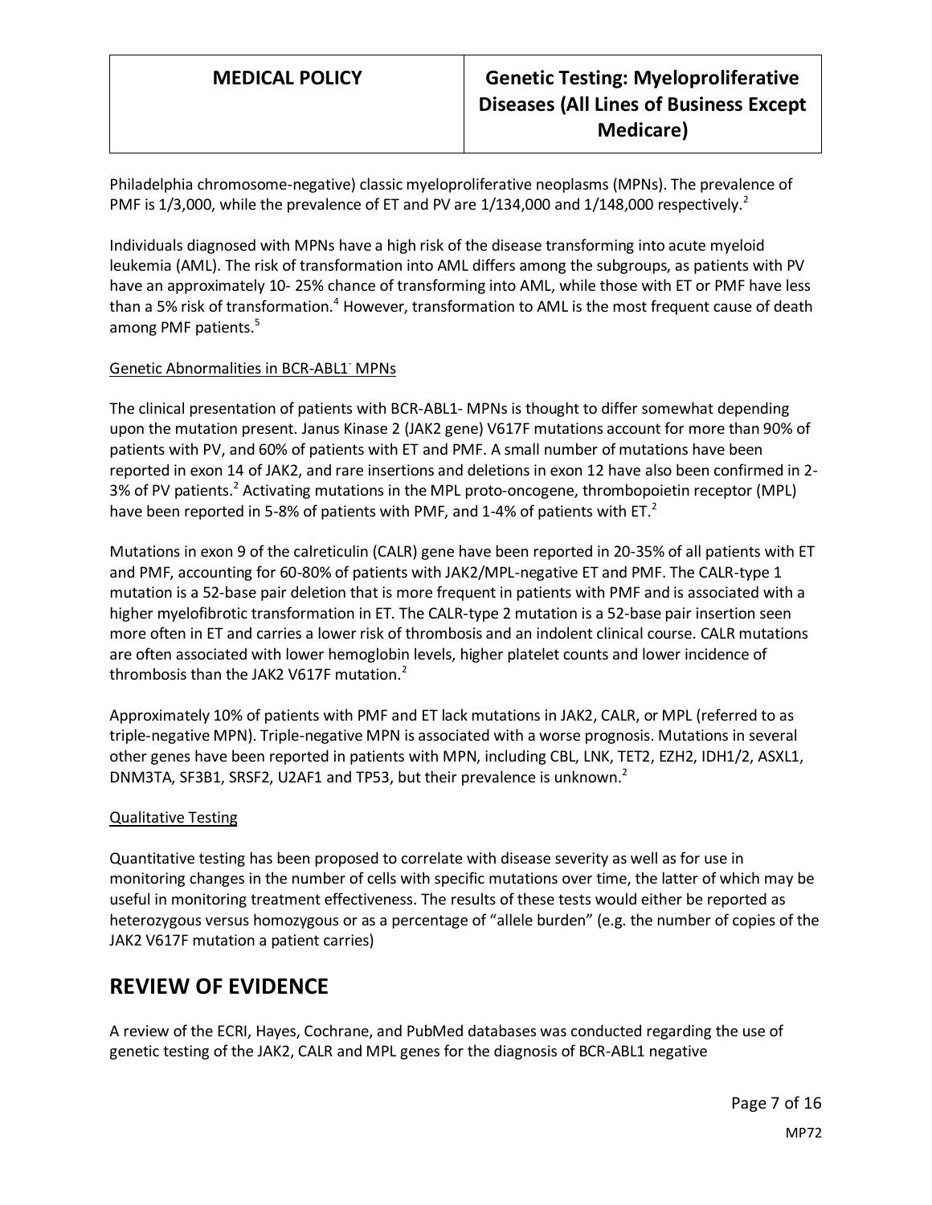Philadelphia chromosome-negative) classic myeloproliferative neoplasms (MPNs). The prevalence of PMF is 1/3,000, while the prevalence of ET and PV are 1/134,000 and 1/148,000 respectively.[2]

Individuals diagnosed with MPNs have a high risk of the disease transforming into acute myeloid leukemia (AML). The risk of transformation into AML differs among the subgroups, as patients with PV have an approximately 10- 25% chance of transforming into AML, while those with ET or PMF have less than a 5% risk of transformation.[4] However, transformation to AML is the most frequent cause of death among PMF patients.[5]

Genetic Abnormalities in BCR-ABL1⁻ MPNs

The clinical presentation of patients with BCR-ABL1- MPNs is thought to differ somewhat depending upon the mutation present. Janus Kinase 2 (JAK2 gene) V617F mutations account for more than 90% of patients with PV, and 60% of patients with ET and PMF. A small number of mutations have been reported in exon 14 of JAK2, and rare insertions and deletions in exon 12 have also been confirmed in 2-3% of PV patients.[2] Activating mutations in the MPL proto-oncogene, thrombopoietin receptor (MPL) have been reported in 5-8% of patients with PMF, and 1-4% of patients with ET.[2]

Mutations in exon 9 of the calreticulin (CALR) gene have been reported in 20-35% of all patients with ET and PMF, accounting for 60-80% of patients with JAK2/MPL-negative ET and PMF. The CALR-type 1 mutation is a 52-base pair deletion that is more frequent in patients with PMF and is associated with a higher myelofibrotic transformation in ET. The CALR-type 2 mutation is a 52-base pair insertion seen more often in ET and carries a lower risk of thrombosis and an indolent clinical course. CALR mutations are often associated with lower hemoglobin levels, higher platelet counts and lower incidence of thrombosis than the JAK2 V617F mutation.[2]

Approximately 10% of patients with PMF and ET lack mutations in JAK2, CALR, or MPL (referred to as triple-negative MPN). Triple-negative MPN is associated with a worse prognosis. Mutations in several other genes have been reported in patients with MPN, including CBL, LNK, TET2, EZH2, IDH1/2, ASXL1, DNM3TA, SF3B1, SRSF2, U2AF1 and TP53, but their prevalence is unknown.[2]

Qualitative Testing

Quantitative testing has been proposed to correlate with disease severity as well as for use in monitoring changes in the number of cells with specific mutations over time, the latter of which may be useful in monitoring treatment effectiveness. The results of these tests would either be reported as heterozygous versus homozygous or as a percentage of "allele burden" (e.g. the number of copies of the JAK2 V617F mutation a patient carries)

## REVIEW OF EVIDENCE

A review of the ECRI, Hayes, Cochrane, and PubMed databases was conducted regarding the use of genetic testing of the JAK2, CALR and MPL genes for the diagnosis of BCR-ABL1 negative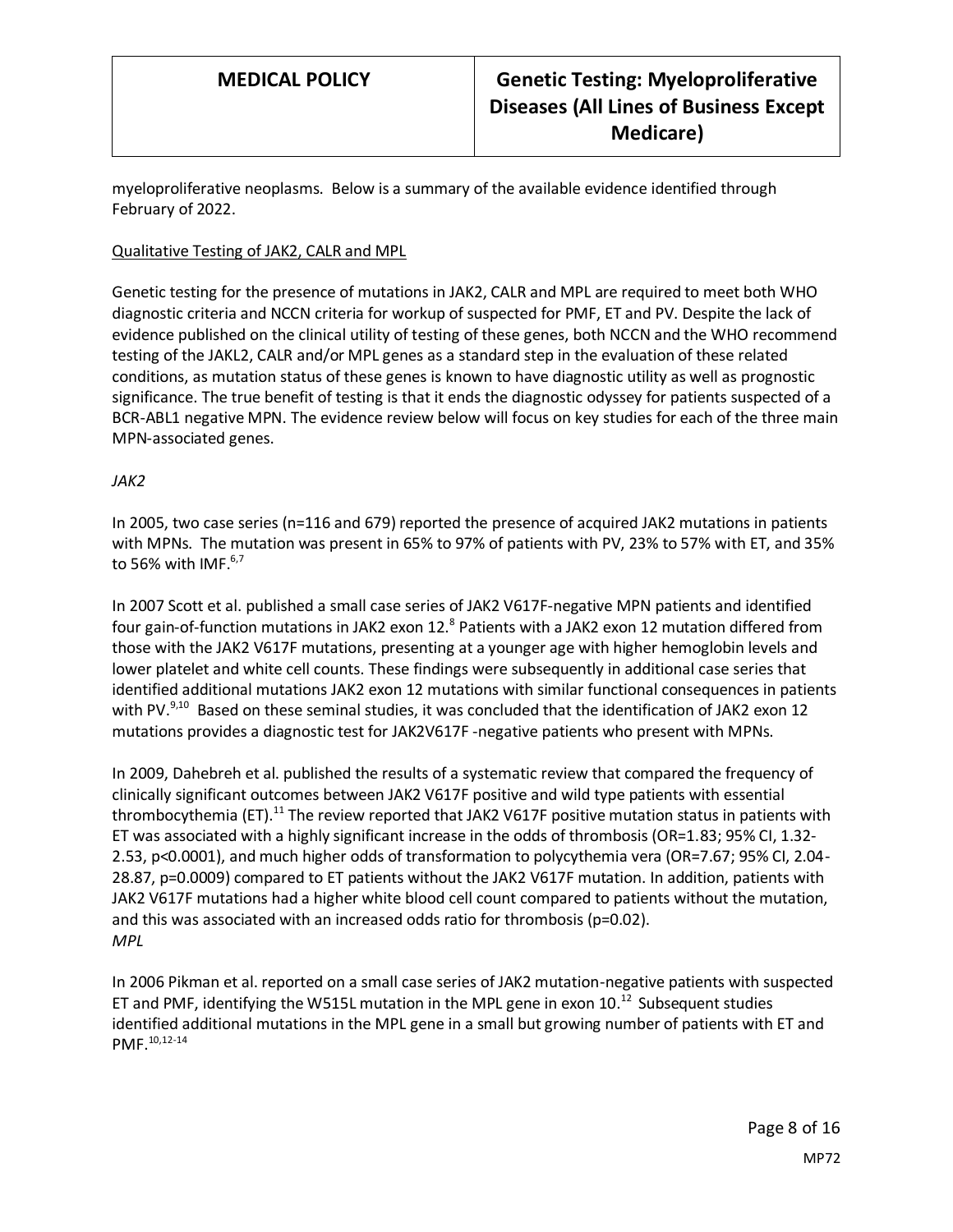myeloproliferative neoplasms. Below is a summary of the available evidence identified through February of 2022.

Qualitative Testing of JAK2, CALR and MPL

Genetic testing for the presence of mutations in JAK2, CALR and MPL are required to meet both WHO diagnostic criteria and NCCN criteria for workup of suspected for PMF, ET and PV. Despite the lack of evidence published on the clinical utility of testing of these genes, both NCCN and the WHO recommend testing of the JAKL2, CALR and/or MPL genes as a standard step in the evaluation of these related conditions, as mutation status of these genes is known to have diagnostic utility as well as prognostic significance. The true benefit of testing is that it ends the diagnostic odyssey for patients suspected of a BCR-ABL1 negative MPN. The evidence review below will focus on key studies for each of the three main MPN-associated genes.

*JAK2*

In 2005, two case series (n=116 and 679) reported the presence of acquired JAK2 mutations in patients with MPNs. The mutation was present in 65% to 97% of patients with PV, 23% to 57% with ET, and 35% to 56% with IMF.[6,7]

In 2007 Scott et al. published a small case series of JAK2 V617F-negative MPN patients and identified four gain-of-function mutations in JAK2 exon 12.[8] Patients with a JAK2 exon 12 mutation differed from those with the JAK2 V617F mutations, presenting at a younger age with higher hemoglobin levels and lower platelet and white cell counts. These findings were subsequently in additional case series that identified additional mutations JAK2 exon 12 mutations with similar functional consequences in patients with PV.[9,10] Based on these seminal studies, it was concluded that the identification of JAK2 exon 12 mutations provides a diagnostic test for JAK2V617F -negative patients who present with MPNs.

In 2009, Dahebreh et al. published the results of a systematic review that compared the frequency of clinically significant outcomes between JAK2 V617F positive and wild type patients with essential thrombocythemia (ET).[11] The review reported that JAK2 V617F positive mutation status in patients with ET was associated with a highly significant increase in the odds of thrombosis (OR=1.83; 95% CI, 1.32-2.53, $p<0.0001$), and much higher odds of transformation to polycythemia vera (OR=7.67; 95% CI, 2.04-28.87, $p=0.0009$) compared to ET patients without the JAK2 V617F mutation. In addition, patients with JAK2 V617F mutations had a higher white blood cell count compared to patients without the mutation, and this was associated with an increased odds ratio for thrombosis ($p=0.02$).

*MPL*

In 2006 Pikman et al. reported on a small case series of JAK2 mutation-negative patients with suspected ET and PMF, identifying the W515L mutation in the MPL gene in exon 10.[12] Subsequent studies identified additional mutations in the MPL gene in a small but growing number of patients with ET and PMF.[10,12-14]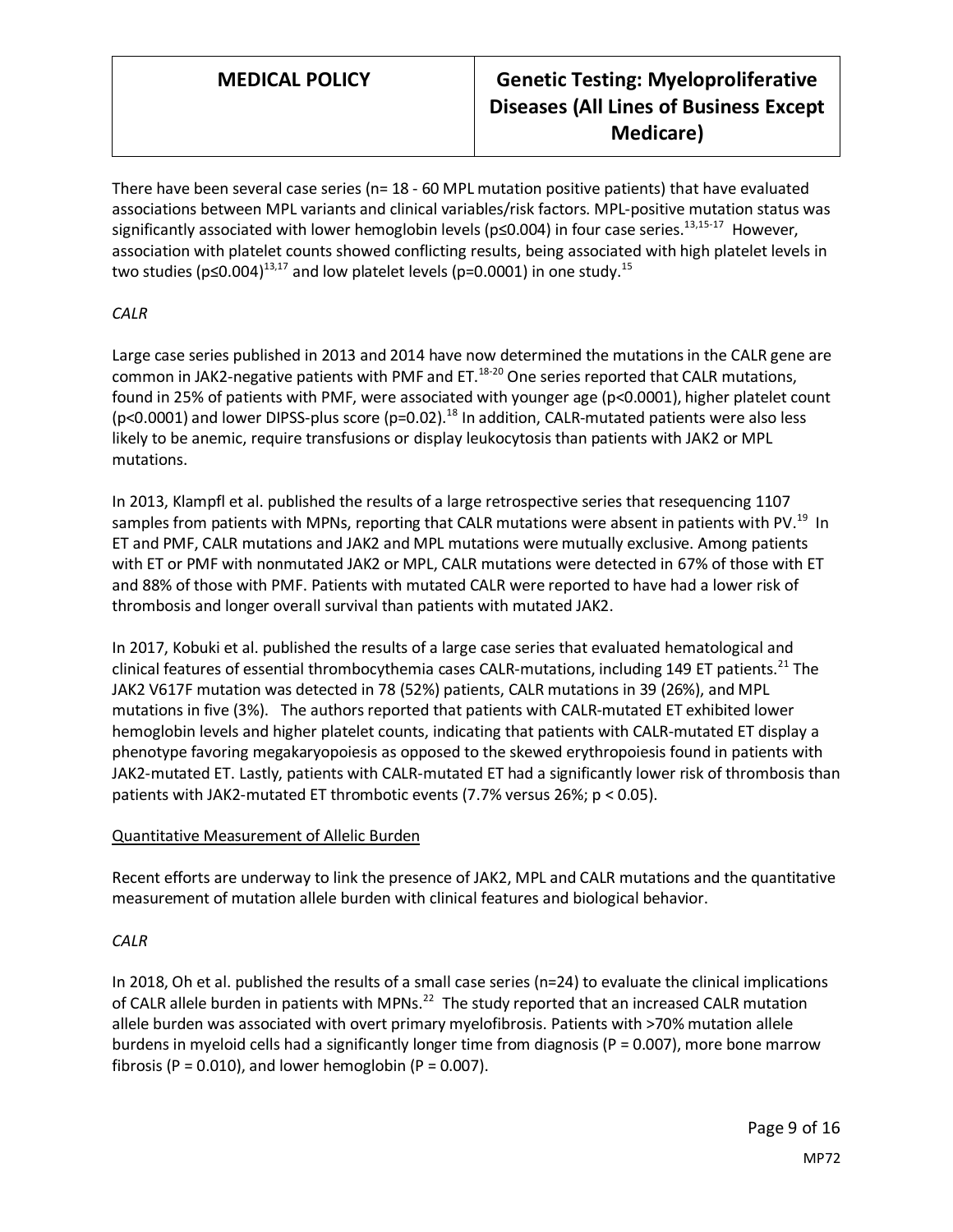There have been several case series (n= 18 - 60 MPL mutation positive patients) that have evaluated associations between MPL variants and clinical variables/risk factors. MPL-positive mutation status was significantly associated with lower hemoglobin levels ($p \leq 0.004$) in four case series.[13,15-17] However, association with platelet counts showed conflicting results, being associated with high platelet levels in two studies ($p \leq 0.004$)[13,17] and low platelet levels ($p=0.0001$) in one study.[15]

*CALR*

Large case series published in 2013 and 2014 have now determined the mutations in the CALR gene are common in JAK2-negative patients with PMF and ET.[18-20] One series reported that CALR mutations, found in 25% of patients with PMF, were associated with younger age ($p<0.0001$), higher platelet count ($p<0.0001$) and lower DIPSS-plus score ($p=0.02$).[18] In addition, CALR-mutated patients were also less likely to be anemic, require transfusions or display leukocytosis than patients with JAK2 or MPL mutations.

In 2013, Klampfl et al. published the results of a large retrospective series that resequencing 1107 samples from patients with MPNs, reporting that CALR mutations were absent in patients with PV.[19] In ET and PMF, CALR mutations and JAK2 and MPL mutations were mutually exclusive. Among patients with ET or PMF with nonmutated JAK2 or MPL, CALR mutations were detected in 67% of those with ET and 88% of those with PMF. Patients with mutated CALR were reported to have had a lower risk of thrombosis and longer overall survival than patients with mutated JAK2.

In 2017, Kobuki et al. published the results of a large case series that evaluated hematological and clinical features of essential thrombocythemia cases CALR-mutations, including 149 ET patients.[21] The JAK2 V617F mutation was detected in 78 (52%) patients, CALR mutations in 39 (26%), and MPL mutations in five (3%). The authors reported that patients with CALR-mutated ET exhibited lower hemoglobin levels and higher platelet counts, indicating that patients with CALR-mutated ET display a phenotype favoring megakaryopoiesis as opposed to the skewed erythropoiesis found in patients with JAK2-mutated ET. Lastly, patients with CALR-mutated ET had a significantly lower risk of thrombosis than patients with JAK2-mutated ET thrombotic events (7.7% versus 26%; $p < 0.05$).

Quantitative Measurement of Allelic Burden

Recent efforts are underway to link the presence of JAK2, MPL and CALR mutations and the quantitative measurement of mutation allele burden with clinical features and biological behavior.

*CALR*

In 2018, Oh et al. published the results of a small case series (n=24) to evaluate the clinical implications of CALR allele burden in patients with MPNs.[22] The study reported that an increased CALR mutation allele burden was associated with overt primary myelofibrosis. Patients with >70% mutation allele burdens in myeloid cells had a significantly longer time from diagnosis ($P = 0.007$), more bone marrow fibrosis ($P = 0.010$), and lower hemoglobin ($P = 0.007$).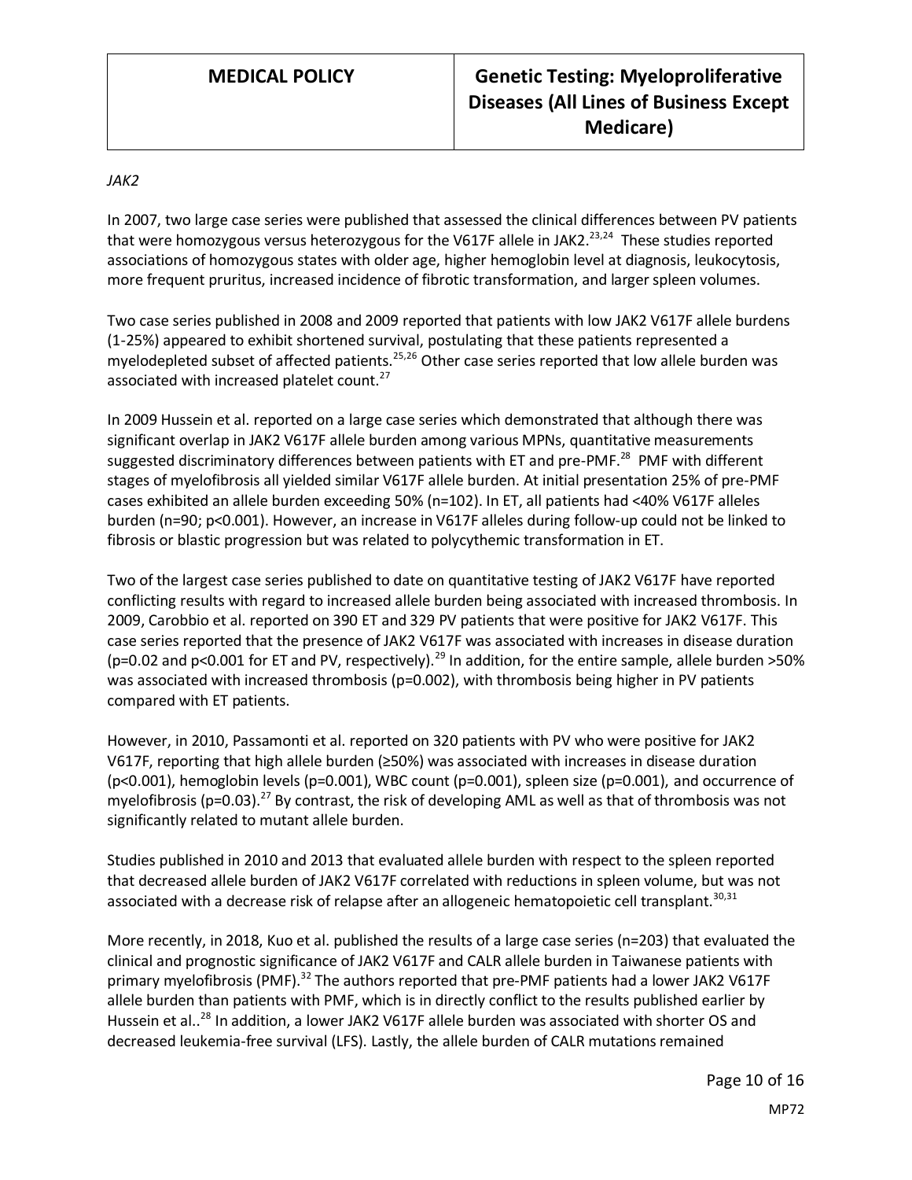*JAK2*

In 2007, two large case series were published that assessed the clinical differences between PV patients that were homozygous versus heterozygous for the V617F allele in JAK2.[23,24] These studies reported associations of homozygous states with older age, higher hemoglobin level at diagnosis, leukocytosis, more frequent pruritus, increased incidence of fibrotic transformation, and larger spleen volumes.

Two case series published in 2008 and 2009 reported that patients with low JAK2 V617F allele burdens (1-25%) appeared to exhibit shortened survival, postulating that these patients represented a myelodepleted subset of affected patients.[25,26] Other case series reported that low allele burden was associated with increased platelet count.[27]

In 2009 Hussein et al. reported on a large case series which demonstrated that although there was significant overlap in JAK2 V617F allele burden among various MPNs, quantitative measurements suggested discriminatory differences between patients with ET and pre-PMF.[28] PMF with different stages of myelofibrosis all yielded similar V617F allele burden. At initial presentation 25% of pre-PMF cases exhibited an allele burden exceeding 50% (n=102). In ET, all patients had <40% V617F alleles burden (n=90; p<0.001). However, an increase in V617F alleles during follow-up could not be linked to fibrosis or blastic progression but was related to polycythemic transformation in ET.

Two of the largest case series published to date on quantitative testing of JAK2 V617F have reported conflicting results with regard to increased allele burden being associated with increased thrombosis. In 2009, Carobbio et al. reported on 390 ET and 329 PV patients that were positive for JAK2 V617F. This case series reported that the presence of JAK2 V617F was associated with increases in disease duration (p=0.02 and p<0.001 for ET and PV, respectively).[29] In addition, for the entire sample, allele burden >50% was associated with increased thrombosis (p=0.002), with thrombosis being higher in PV patients compared with ET patients.

However, in 2010, Passamonti et al. reported on 320 patients with PV who were positive for JAK2 V617F, reporting that high allele burden (≥50%) was associated with increases in disease duration (p<0.001), hemoglobin levels (p=0.001), WBC count (p=0.001), spleen size (p=0.001), and occurrence of myelofibrosis (p=0.03).[27] By contrast, the risk of developing AML as well as that of thrombosis was not significantly related to mutant allele burden.

Studies published in 2010 and 2013 that evaluated allele burden with respect to the spleen reported that decreased allele burden of JAK2 V617F correlated with reductions in spleen volume, but was not associated with a decrease risk of relapse after an allogeneic hematopoietic cell transplant.[30,31]

More recently, in 2018, Kuo et al. published the results of a large case series (n=203) that evaluated the clinical and prognostic significance of JAK2 V617F and CALR allele burden in Taiwanese patients with primary myelofibrosis (PMF).[32] The authors reported that pre-PMF patients had a lower JAK2 V617F allele burden than patients with PMF, which is in directly conflict to the results published earlier by Hussein et al..[28] In addition, a lower JAK2 V617F allele burden was associated with shorter OS and decreased leukemia-free survival (LFS). Lastly, the allele burden of CALR mutations remained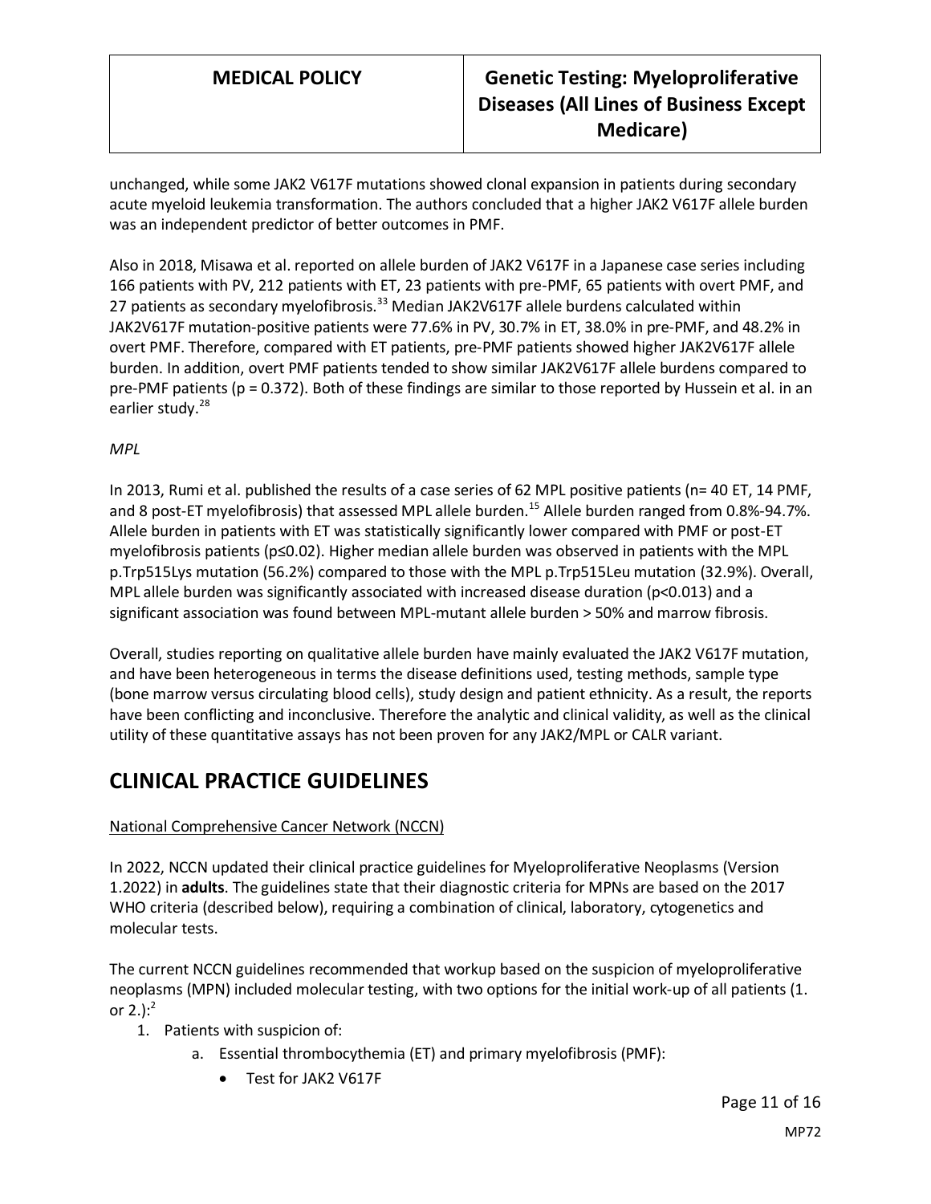unchanged, while some JAK2 V617F mutations showed clonal expansion in patients during secondary acute myeloid leukemia transformation. The authors concluded that a higher JAK2 V617F allele burden was an independent predictor of better outcomes in PMF.

Also in 2018, Misawa et al. reported on allele burden of JAK2 V617F in a Japanese case series including 166 patients with PV, 212 patients with ET, 23 patients with pre-PMF, 65 patients with overt PMF, and 27 patients as secondary myelofibrosis.[33] Median JAK2V617F allele burdens calculated within JAK2V617F mutation-positive patients were 77.6% in PV, 30.7% in ET, 38.0% in pre-PMF, and 48.2% in overt PMF. Therefore, compared with ET patients, pre-PMF patients showed higher JAK2V617F allele burden. In addition, overt PMF patients tended to show similar JAK2V617F allele burdens compared to pre-PMF patients ($p = 0.372$). Both of these findings are similar to those reported by Hussein et al. in an earlier study.[28]

*MPL*

In 2013, Rumi et al. published the results of a case series of 62 MPL positive patients (n= 40 ET, 14 PMF, and 8 post-ET myelofibrosis) that assessed MPL allele burden.[15] Allele burden ranged from 0.8%-94.7%. Allele burden in patients with ET was statistically significantly lower compared with PMF or post-ET myelofibrosis patients ($p \leq 0.02$). Higher median allele burden was observed in patients with the MPL p.Trp515Lys mutation (56.2%) compared to those with the MPL p.Trp515Leu mutation (32.9%). Overall, MPL allele burden was significantly associated with increased disease duration ($p<0.013$) and a significant association was found between MPL-mutant allele burden > 50% and marrow fibrosis.

Overall, studies reporting on qualitative allele burden have mainly evaluated the JAK2 V617F mutation, and have been heterogeneous in terms the disease definitions used, testing methods, sample type (bone marrow versus circulating blood cells), study design and patient ethnicity. As a result, the reports have been conflicting and inconclusive. Therefore the analytic and clinical validity, as well as the clinical utility of these quantitative assays has not been proven for any JAK2/MPL or CALR variant.

# CLINICAL PRACTICE GUIDELINES

National Comprehensive Cancer Network (NCCN)

In 2022, NCCN updated their clinical practice guidelines for Myeloproliferative Neoplasms (Version 1.2022) in **adults**. The guidelines state that their diagnostic criteria for MPNs are based on the 2017 WHO criteria (described below), requiring a combination of clinical, laboratory, cytogenetics and molecular tests.

The current NCCN guidelines recommended that workup based on the suspicion of myeloproliferative neoplasms (MPN) included molecular testing, with two options for the initial work-up of all patients (1. or 2.):[2]

1. Patients with suspicion of:
    a. Essential thrombocythemia (ET) and primary myelofibrosis (PMF):
        - Test for JAK2 V617F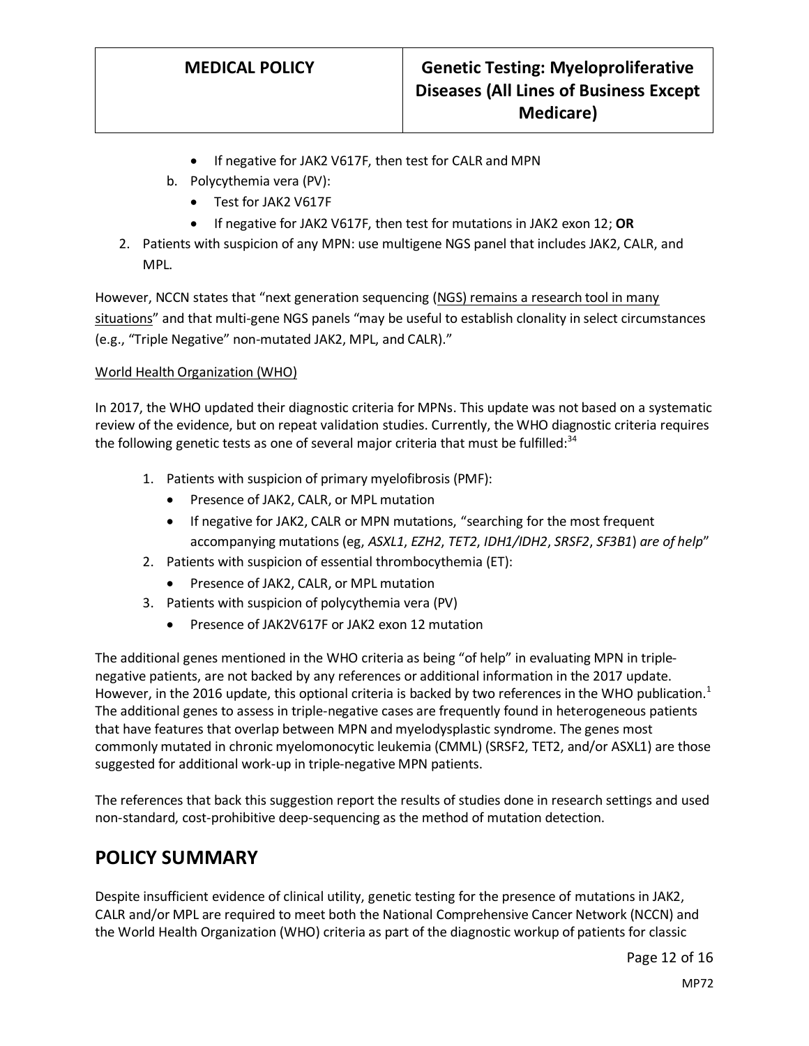- If negative for JAK2 V617F, then test for CALR and MPN
   b. Polycythemia vera (PV):
      - Test for JAK2 V617F
      - If negative for JAK2 V617F, then test for mutations in JAK2 exon 12; **OR**
2. Patients with suspicion of any MPN: use multigene NGS panel that includes JAK2, CALR, and MPL.

However, NCCN states that "next generation sequencing (NGS) remains a research tool in many situations" and that multi-gene NGS panels "may be useful to establish clonality in select circumstances (e.g., "Triple Negative" non-mutated JAK2, MPL, and CALR)."

World Health Organization (WHO)

In 2017, the WHO updated their diagnostic criteria for MPNs. This update was not based on a systematic review of the evidence, but on repeat validation studies. Currently, the WHO diagnostic criteria requires the following genetic tests as one of several major criteria that must be fulfilled:[34]

1. Patients with suspicion of primary myelofibrosis (PMF):
   - Presence of JAK2, CALR, or MPL mutation
   - If negative for JAK2, CALR or MPN mutations, "searching for the most frequent accompanying mutations (eg, *ASXL1*, *EZH2*, *TET2*, *IDH1/IDH2*, *SRSF2*, *SF3B1*) *are of help*"
2. Patients with suspicion of essential thrombocythemia (ET):
   - Presence of JAK2, CALR, or MPL mutation
3. Patients with suspicion of polycythemia vera (PV)
   - Presence of JAK2V617F or JAK2 exon 12 mutation

The additional genes mentioned in the WHO criteria as being "of help" in evaluating MPN in triple-negative patients, are not backed by any references or additional information in the 2017 update. However, in the 2016 update, this optional criteria is backed by two references in the WHO publication.[1] The additional genes to assess in triple-negative cases are frequently found in heterogeneous patients that have features that overlap between MPN and myelodysplastic syndrome. The genes most commonly mutated in chronic myelomonocytic leukemia (CMML) (SRSF2, TET2, and/or ASXL1) are those suggested for additional work-up in triple-negative MPN patients.

The references that back this suggestion report the results of studies done in research settings and used non-standard, cost-prohibitive deep-sequencing as the method of mutation detection.

## POLICY SUMMARY

Despite insufficient evidence of clinical utility, genetic testing for the presence of mutations in JAK2, CALR and/or MPL are required to meet both the National Comprehensive Cancer Network (NCCN) and the World Health Organization (WHO) criteria as part of the diagnostic workup of patients for classic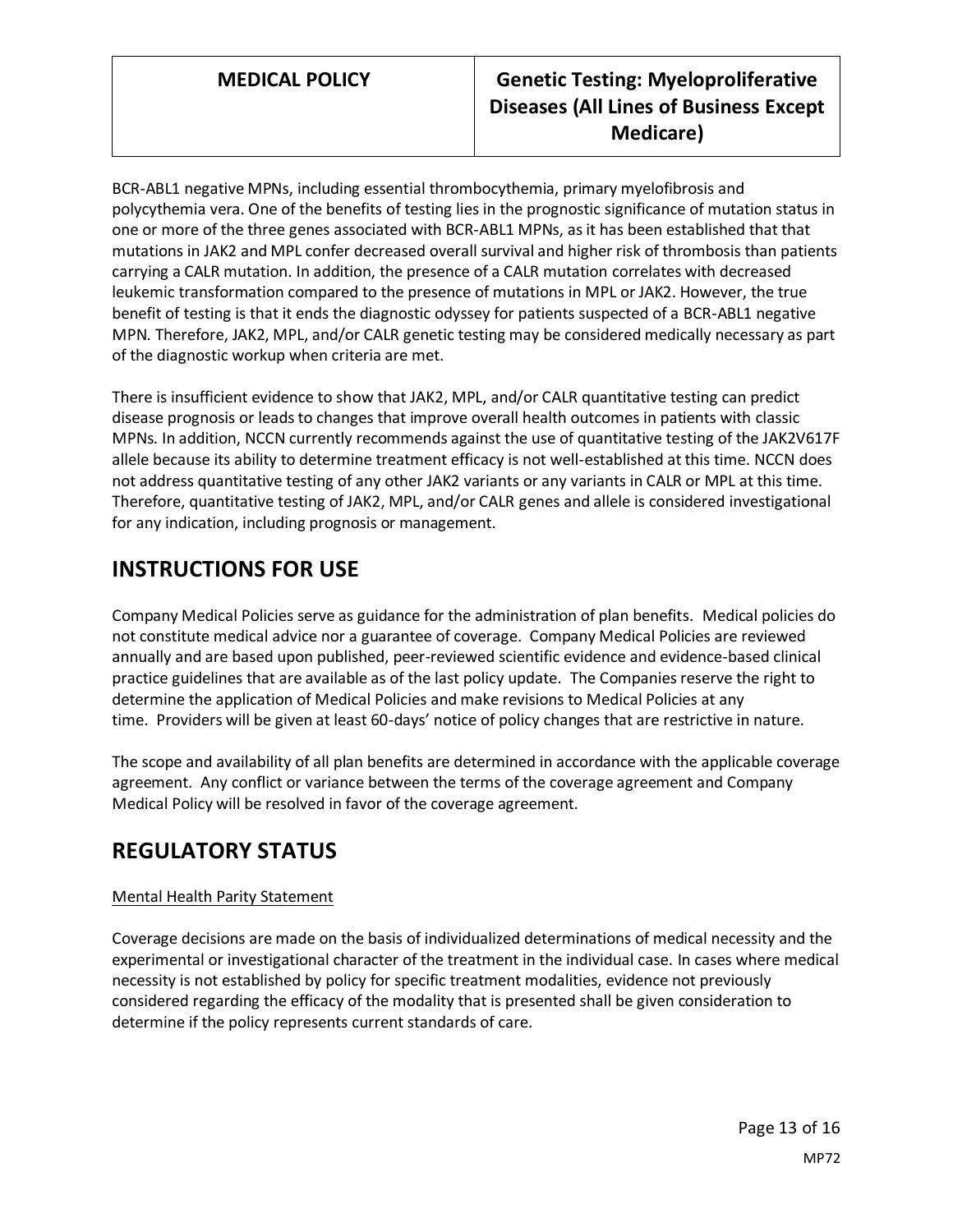BCR-ABL1 negative MPNs, including essential thrombocythemia, primary myelofibrosis and polycythemia vera. One of the benefits of testing lies in the prognostic significance of mutation status in one or more of the three genes associated with BCR-ABL1 MPNs, as it has been established that that mutations in JAK2 and MPL confer decreased overall survival and higher risk of thrombosis than patients carrying a CALR mutation. In addition, the presence of a CALR mutation correlates with decreased leukemic transformation compared to the presence of mutations in MPL or JAK2. However, the true benefit of testing is that it ends the diagnostic odyssey for patients suspected of a BCR-ABL1 negative MPN. Therefore, JAK2, MPL, and/or CALR genetic testing may be considered medically necessary as part of the diagnostic workup when criteria are met.

There is insufficient evidence to show that JAK2, MPL, and/or CALR quantitative testing can predict disease prognosis or leads to changes that improve overall health outcomes in patients with classic MPNs. In addition, NCCN currently recommends against the use of quantitative testing of the JAK2V617F allele because its ability to determine treatment efficacy is not well-established at this time. NCCN does not address quantitative testing of any other JAK2 variants or any variants in CALR or MPL at this time. Therefore, quantitative testing of JAK2, MPL, and/or CALR genes and allele is considered investigational for any indication, including prognosis or management.

# INSTRUCTIONS FOR USE

Company Medical Policies serve as guidance for the administration of plan benefits. Medical policies do not constitute medical advice nor a guarantee of coverage. Company Medical Policies are reviewed annually and are based upon published, peer-reviewed scientific evidence and evidence-based clinical practice guidelines that are available as of the last policy update. The Companies reserve the right to determine the application of Medical Policies and make revisions to Medical Policies at any time. Providers will be given at least 60-days' notice of policy changes that are restrictive in nature.

The scope and availability of all plan benefits are determined in accordance with the applicable coverage agreement. Any conflict or variance between the terms of the coverage agreement and Company Medical Policy will be resolved in favor of the coverage agreement.

# REGULATORY STATUS

Mental Health Parity Statement

Coverage decisions are made on the basis of individualized determinations of medical necessity and the experimental or investigational character of the treatment in the individual case. In cases where medical necessity is not established by policy for specific treatment modalities, evidence not previously considered regarding the efficacy of the modality that is presented shall be given consideration to determine if the policy represents current standards of care.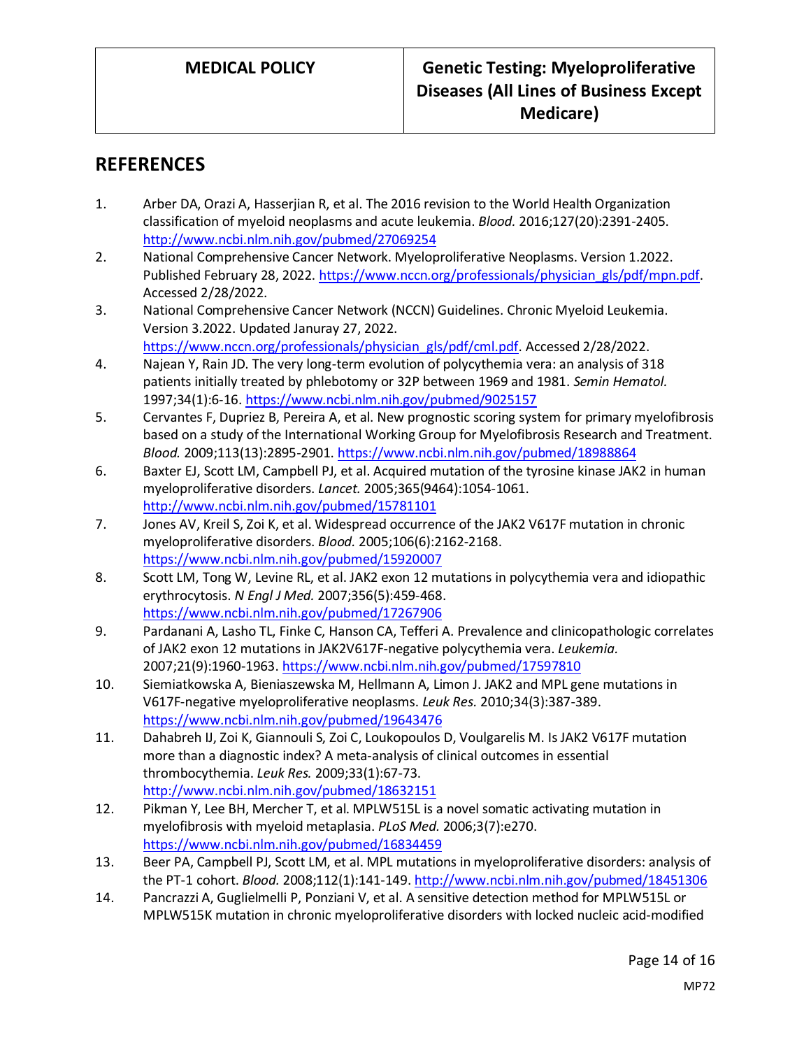## REFERENCES

1. Arber DA, Orazi A, Hasserjian R, et al. The 2016 revision to the World Health Organization classification of myeloid neoplasms and acute leukemia. *Blood.* 2016;127(20):2391-2405. http://www.ncbi.nlm.nih.gov/pubmed/27069254
2. National Comprehensive Cancer Network. Myeloproliferative Neoplasms. Version 1.2022. Published February 28, 2022. https://www.nccn.org/professionals/physician_gls/pdf/mpn.pdf. Accessed 2/28/2022.
3. National Comprehensive Cancer Network (NCCN) Guidelines. Chronic Myeloid Leukemia. Version 3.2022. Updated Januray 27, 2022. https://www.nccn.org/professionals/physician_gls/pdf/cml.pdf. Accessed 2/28/2022.
4. Najean Y, Rain JD. The very long-term evolution of polycythemia vera: an analysis of 318 patients initially treated by phlebotomy or 32P between 1969 and 1981. *Semin Hematol.* 1997;34(1):6-16. https://www.ncbi.nlm.nih.gov/pubmed/9025157
5. Cervantes F, Dupriez B, Pereira A, et al. New prognostic scoring system for primary myelofibrosis based on a study of the International Working Group for Myelofibrosis Research and Treatment. *Blood.* 2009;113(13):2895-2901. https://www.ncbi.nlm.nih.gov/pubmed/18988864
6. Baxter EJ, Scott LM, Campbell PJ, et al. Acquired mutation of the tyrosine kinase JAK2 in human myeloproliferative disorders. *Lancet.* 2005;365(9464):1054-1061. http://www.ncbi.nlm.nih.gov/pubmed/15781101
7. Jones AV, Kreil S, Zoi K, et al. Widespread occurrence of the JAK2 V617F mutation in chronic myeloproliferative disorders. *Blood.* 2005;106(6):2162-2168. https://www.ncbi.nlm.nih.gov/pubmed/15920007
8. Scott LM, Tong W, Levine RL, et al. JAK2 exon 12 mutations in polycythemia vera and idiopathic erythrocytosis. *N Engl J Med.* 2007;356(5):459-468. https://www.ncbi.nlm.nih.gov/pubmed/17267906
9. Pardanani A, Lasho TL, Finke C, Hanson CA, Tefferi A. Prevalence and clinicopathologic correlates of JAK2 exon 12 mutations in JAK2V617F-negative polycythemia vera. *Leukemia.* 2007;21(9):1960-1963. https://www.ncbi.nlm.nih.gov/pubmed/17597810
10. Siemiatkowska A, Bieniaszewska M, Hellmann A, Limon J. JAK2 and MPL gene mutations in V617F-negative myeloproliferative neoplasms. *Leuk Res.* 2010;34(3):387-389. https://www.ncbi.nlm.nih.gov/pubmed/19643476
11. Dahabreh IJ, Zoi K, Giannouli S, Zoi C, Loukopoulos D, Voulgarelis M. Is JAK2 V617F mutation more than a diagnostic index? A meta-analysis of clinical outcomes in essential thrombocythemia. *Leuk Res.* 2009;33(1):67-73. http://www.ncbi.nlm.nih.gov/pubmed/18632151
12. Pikman Y, Lee BH, Mercher T, et al. MPLW515L is a novel somatic activating mutation in myelofibrosis with myeloid metaplasia. *PLoS Med.* 2006;3(7):e270. https://www.ncbi.nlm.nih.gov/pubmed/16834459
13. Beer PA, Campbell PJ, Scott LM, et al. MPL mutations in myeloproliferative disorders: analysis of the PT-1 cohort. *Blood.* 2008;112(1):141-149. http://www.ncbi.nlm.nih.gov/pubmed/18451306
14. Pancrazzi A, Guglielmelli P, Ponziani V, et al. A sensitive detection method for MPLW515L or MPLW515K mutation in chronic myeloproliferative disorders with locked nucleic acid-modified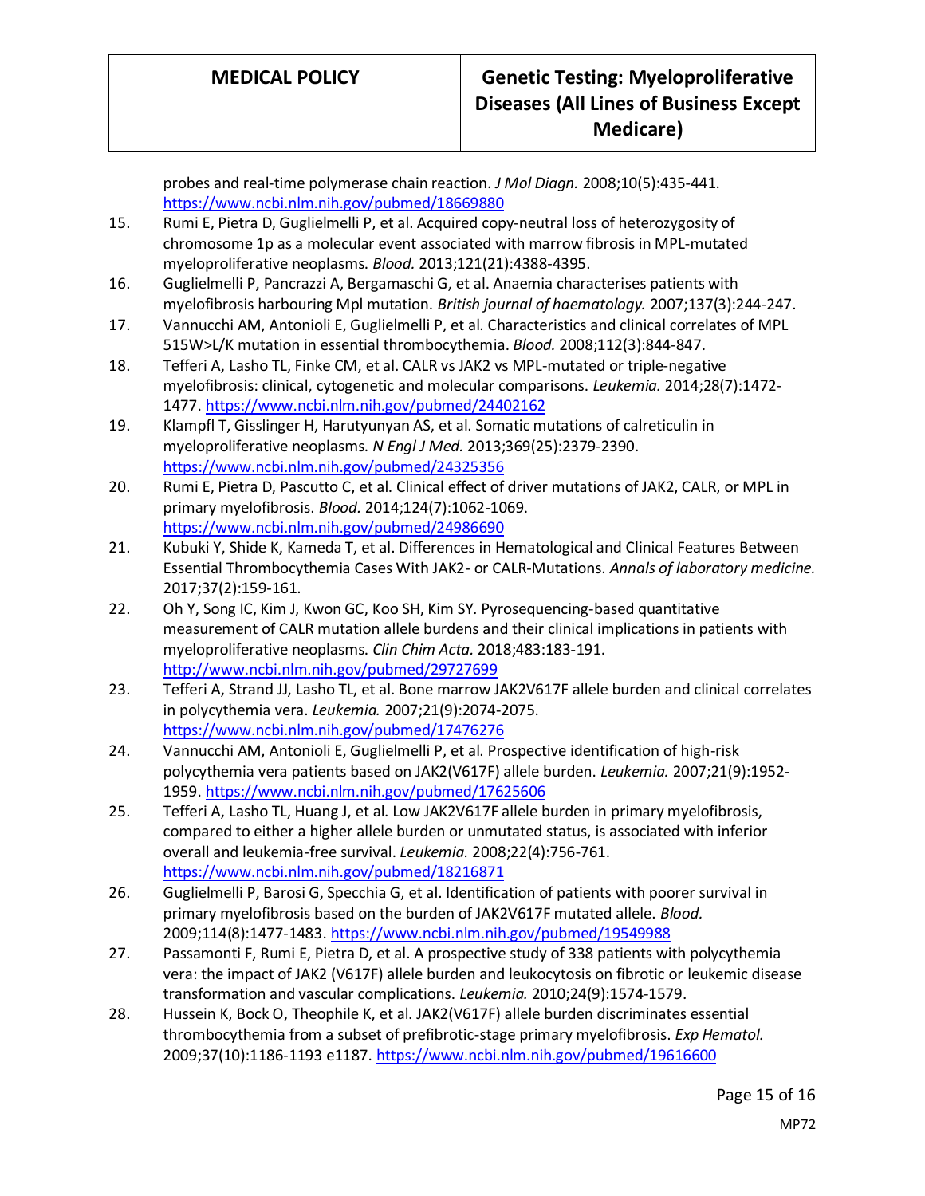probes and real-time polymerase chain reaction. *J Mol Diagn.* 2008;10(5):435-441. https://www.ncbi.nlm.nih.gov/pubmed/18669880

15. Rumi E, Pietra D, Guglielmelli P, et al. Acquired copy-neutral loss of heterozygosity of chromosome 1p as a molecular event associated with marrow fibrosis in MPL-mutated myeloproliferative neoplasms. *Blood.* 2013;121(21):4388-4395.
16. Guglielmelli P, Pancrazzi A, Bergamaschi G, et al. Anaemia characterises patients with myelofibrosis harbouring Mpl mutation. *British journal of haematology.* 2007;137(3):244-247.
17. Vannucchi AM, Antonioli E, Guglielmelli P, et al. Characteristics and clinical correlates of MPL 515W>L/K mutation in essential thrombocythemia. *Blood.* 2008;112(3):844-847.
18. Tefferi A, Lasho TL, Finke CM, et al. CALR vs JAK2 vs MPL-mutated or triple-negative myelofibrosis: clinical, cytogenetic and molecular comparisons. *Leukemia.* 2014;28(7):1472-1477. https://www.ncbi.nlm.nih.gov/pubmed/24402162
19. Klampfl T, Gisslinger H, Harutyunyan AS, et al. Somatic mutations of calreticulin in myeloproliferative neoplasms. *N Engl J Med.* 2013;369(25):2379-2390. https://www.ncbi.nlm.nih.gov/pubmed/24325356
20. Rumi E, Pietra D, Pascutto C, et al. Clinical effect of driver mutations of JAK2, CALR, or MPL in primary myelofibrosis. *Blood.* 2014;124(7):1062-1069. https://www.ncbi.nlm.nih.gov/pubmed/24986690
21. Kubuki Y, Shide K, Kameda T, et al. Differences in Hematological and Clinical Features Between Essential Thrombocythemia Cases With JAK2- or CALR-Mutations. *Annals of laboratory medicine.* 2017;37(2):159-161.
22. Oh Y, Song IC, Kim J, Kwon GC, Koo SH, Kim SY. Pyrosequencing-based quantitative measurement of CALR mutation allele burdens and their clinical implications in patients with myeloproliferative neoplasms. *Clin Chim Acta.* 2018;483:183-191. http://www.ncbi.nlm.nih.gov/pubmed/29727699
23. Tefferi A, Strand JJ, Lasho TL, et al. Bone marrow JAK2V617F allele burden and clinical correlates in polycythemia vera. *Leukemia.* 2007;21(9):2074-2075. https://www.ncbi.nlm.nih.gov/pubmed/17476276
24. Vannucchi AM, Antonioli E, Guglielmelli P, et al. Prospective identification of high-risk polycythemia vera patients based on JAK2(V617F) allele burden. *Leukemia.* 2007;21(9):1952-1959. https://www.ncbi.nlm.nih.gov/pubmed/17625606
25. Tefferi A, Lasho TL, Huang J, et al. Low JAK2V617F allele burden in primary myelofibrosis, compared to either a higher allele burden or unmutated status, is associated with inferior overall and leukemia-free survival. *Leukemia.* 2008;22(4):756-761. https://www.ncbi.nlm.nih.gov/pubmed/18216871
26. Guglielmelli P, Barosi G, Specchia G, et al. Identification of patients with poorer survival in primary myelofibrosis based on the burden of JAK2V617F mutated allele. *Blood.* 2009;114(8):1477-1483. https://www.ncbi.nlm.nih.gov/pubmed/19549988
27. Passamonti F, Rumi E, Pietra D, et al. A prospective study of 338 patients with polycythemia vera: the impact of JAK2 (V617F) allele burden and leukocytosis on fibrotic or leukemic disease transformation and vascular complications. *Leukemia.* 2010;24(9):1574-1579.
28. Hussein K, Bock O, Theophile K, et al. JAK2(V617F) allele burden discriminates essential thrombocythemia from a subset of prefibrotic-stage primary myelofibrosis. *Exp Hematol.* 2009;37(10):1186-1193 e1187. https://www.ncbi.nlm.nih.gov/pubmed/19616600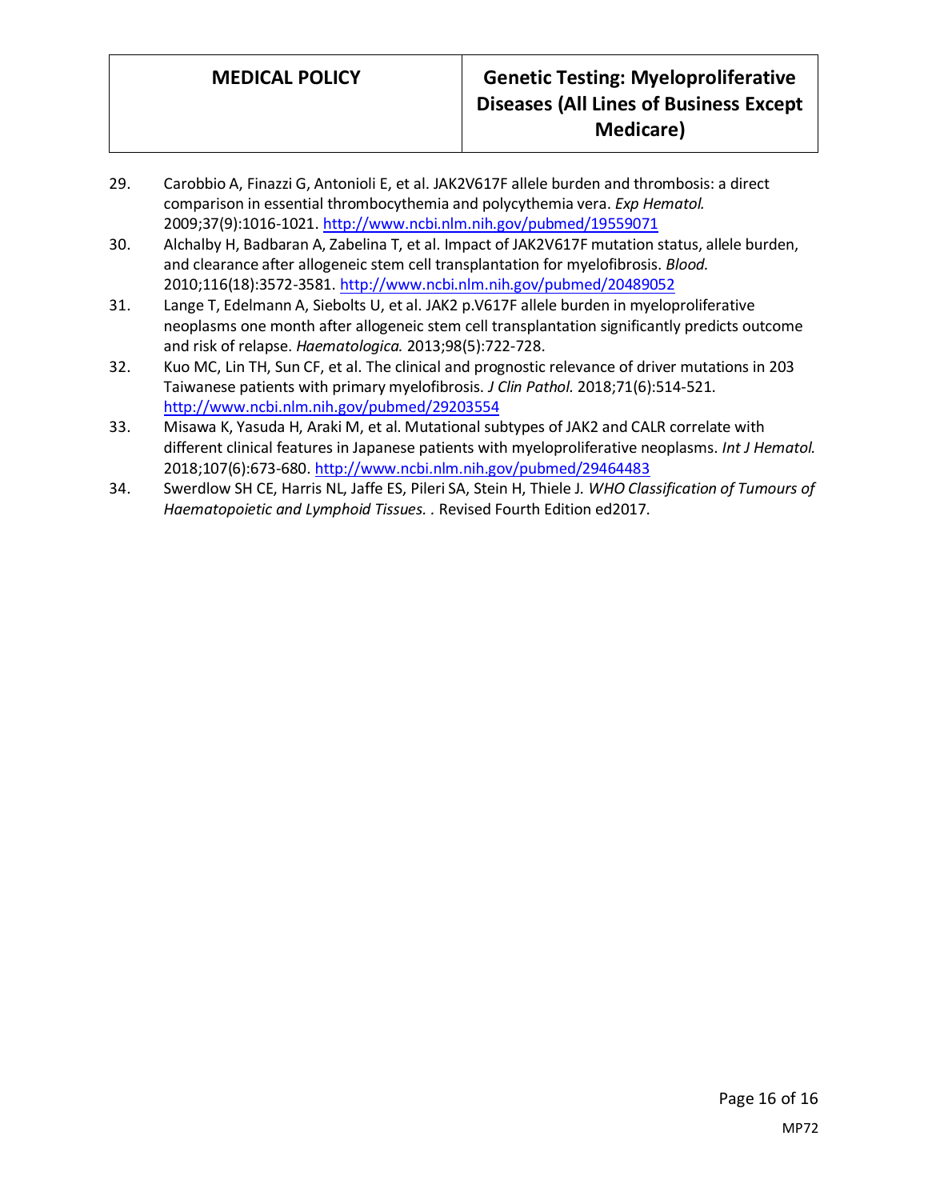29. Carobbio A, Finazzi G, Antonioli E, et al. JAK2V617F allele burden and thrombosis: a direct comparison in essential thrombocythemia and polycythemia vera. *Exp Hematol.* 2009;37(9):1016-1021. http://www.ncbi.nlm.nih.gov/pubmed/19559071
30. Alchalby H, Badbaran A, Zabelina T, et al. Impact of JAK2V617F mutation status, allele burden, and clearance after allogeneic stem cell transplantation for myelofibrosis. *Blood.* 2010;116(18):3572-3581. http://www.ncbi.nlm.nih.gov/pubmed/20489052
31. Lange T, Edelmann A, Siebolts U, et al. JAK2 p.V617F allele burden in myeloproliferative neoplasms one month after allogeneic stem cell transplantation significantly predicts outcome and risk of relapse. *Haematologica.* 2013;98(5):722-728.
32. Kuo MC, Lin TH, Sun CF, et al. The clinical and prognostic relevance of driver mutations in 203 Taiwanese patients with primary myelofibrosis. *J Clin Pathol.* 2018;71(6):514-521. http://www.ncbi.nlm.nih.gov/pubmed/29203554
33. Misawa K, Yasuda H, Araki M, et al. Mutational subtypes of JAK2 and CALR correlate with different clinical features in Japanese patients with myeloproliferative neoplasms. *Int J Hematol.* 2018;107(6):673-680. http://www.ncbi.nlm.nih.gov/pubmed/29464483
34. Swerdlow SH CE, Harris NL, Jaffe ES, Pileri SA, Stein H, Thiele J. *WHO Classification of Tumours of Haematopoietic and Lymphoid Tissues. .* Revised Fourth Edition ed2017.